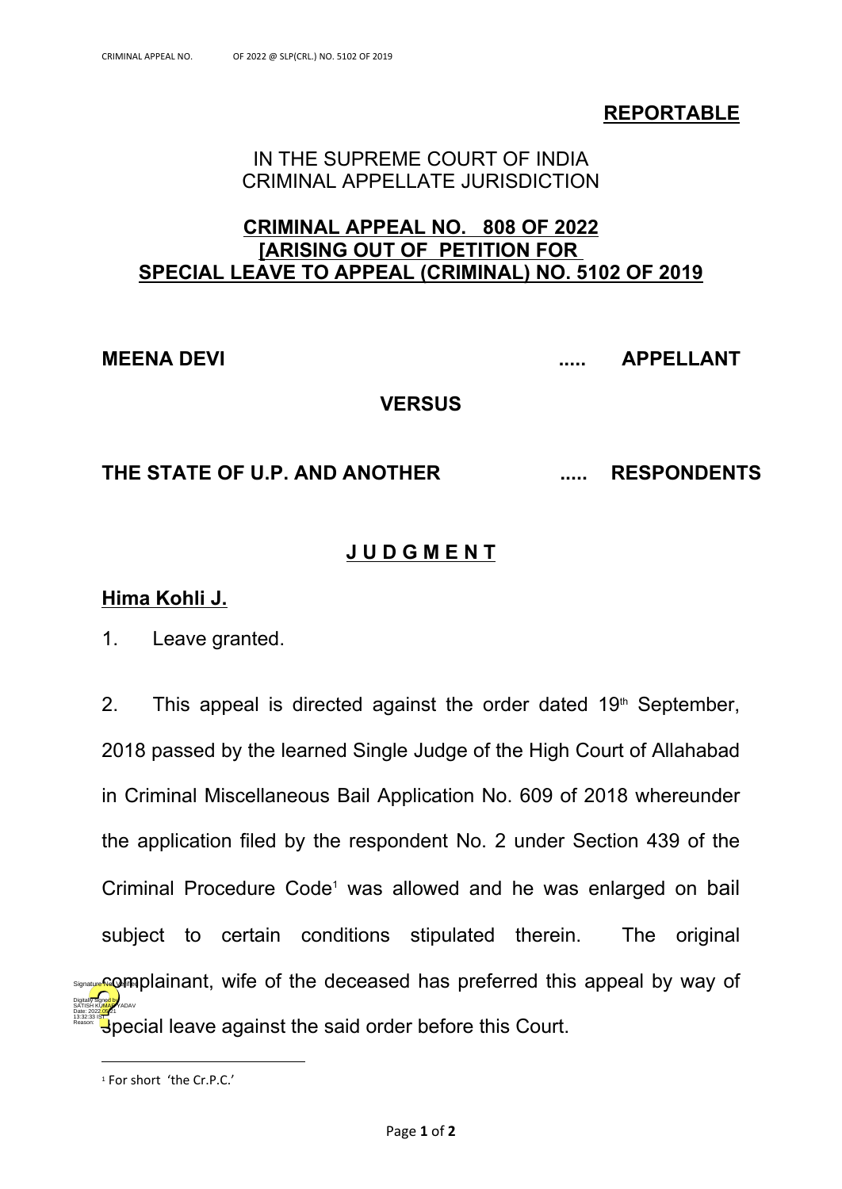**REPORTABLE**

IN THE SUPREME COURT OF INDIA
CRIMINAL APPELLATE JURISDICTION

**CRIMINAL APPEAL NO. 808 OF 2022**
**[ARISING OUT OF PETITION FOR SPECIAL LEAVE TO APPEAL (CRIMINAL) NO. 5102 OF 2019**

**MEENA DEVI ..... APPELLANT**

**VERSUS**

**THE STATE OF U.P. AND ANOTHER ..... RESPONDENTS**

**J U D G M E N T**

**Hima Kohli J.**

1. Leave granted.

2. This appeal is directed against the order dated 19th September, 2018 passed by the learned Single Judge of the High Court of Allahabad in Criminal Miscellaneous Bail Application No. 609 of 2018 whereunder the application filed by the respondent No. 2 under Section 439 of the Criminal Procedure Code[1] was allowed and he was enlarged on bail subject to certain conditions stipulated therein. The original complainant, wife of the deceased has preferred this appeal by way of special leave against the said order before this Court.

[1] For short 'the Cr.P.C.'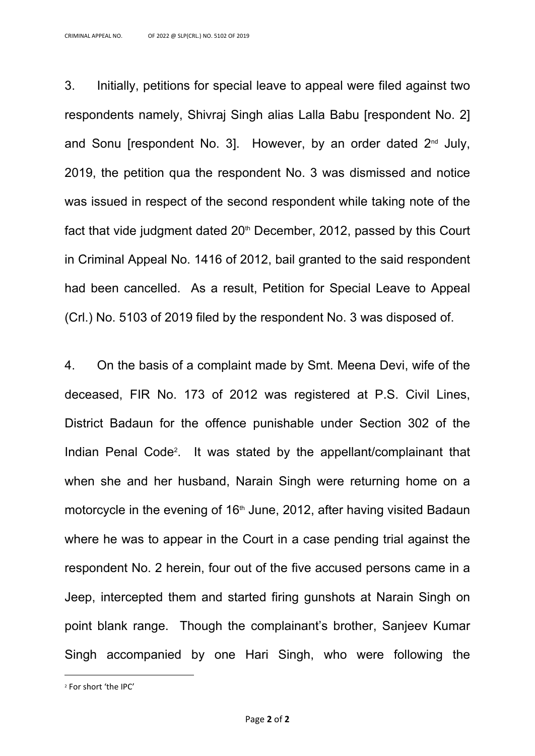3. Initially, petitions for special leave to appeal were filed against two respondents namely, Shivraj Singh alias Lalla Babu [respondent No. 2] and Sonu [respondent No. 3]. However, by an order dated 2nd July, 2019, the petition qua the respondent No. 3 was dismissed and notice was issued in respect of the second respondent while taking note of the fact that vide judgment dated 20th December, 2012, passed by this Court in Criminal Appeal No. 1416 of 2012, bail granted to the said respondent had been cancelled. As a result, Petition for Special Leave to Appeal (Crl.) No. 5103 of 2019 filed by the respondent No. 3 was disposed of.

4. On the basis of a complaint made by Smt. Meena Devi, wife of the deceased, FIR No. 173 of 2012 was registered at P.S. Civil Lines, District Badaun for the offence punishable under Section 302 of the Indian Penal Code[2]. It was stated by the appellant/complainant that when she and her husband, Narain Singh were returning home on a motorcycle in the evening of 16th June, 2012, after having visited Badaun where he was to appear in the Court in a case pending trial against the respondent No. 2 herein, four out of the five accused persons came in a Jeep, intercepted them and started firing gunshots at Narain Singh on point blank range. Though the complainant's brother, Sanjeev Kumar Singh accompanied by one Hari Singh, who were following the

[2] For short 'the IPC'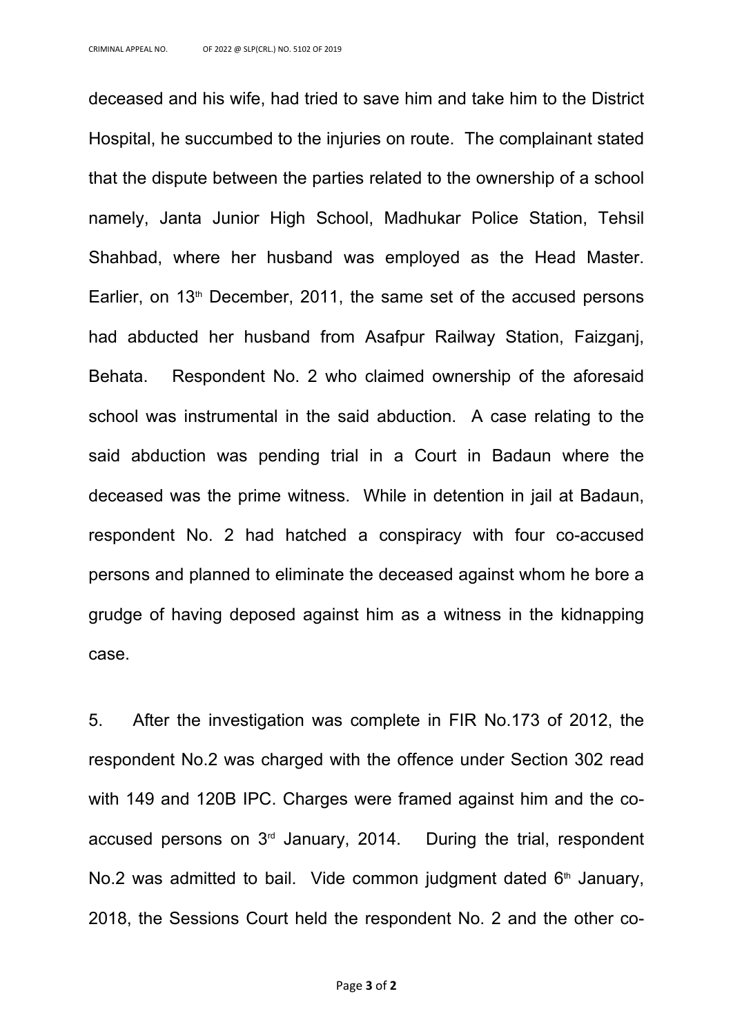deceased and his wife, had tried to save him and take him to the District Hospital, he succumbed to the injuries on route. The complainant stated that the dispute between the parties related to the ownership of a school namely, Janta Junior High School, Madhukar Police Station, Tehsil Shahbad, where her husband was employed as the Head Master. Earlier, on 13th December, 2011, the same set of the accused persons had abducted her husband from Asafpur Railway Station, Faizganj, Behata. Respondent No. 2 who claimed ownership of the aforesaid school was instrumental in the said abduction. A case relating to the said abduction was pending trial in a Court in Badaun where the deceased was the prime witness. While in detention in jail at Badaun, respondent No. 2 had hatched a conspiracy with four co-accused persons and planned to eliminate the deceased against whom he bore a grudge of having deposed against him as a witness in the kidnapping case.

5. After the investigation was complete in FIR No.173 of 2012, the respondent No.2 was charged with the offence under Section 302 read with 149 and 120B IPC. Charges were framed against him and the co-accused persons on 3rd January, 2014. During the trial, respondent No.2 was admitted to bail. Vide common judgment dated 6th January, 2018, the Sessions Court held the respondent No. 2 and the other co-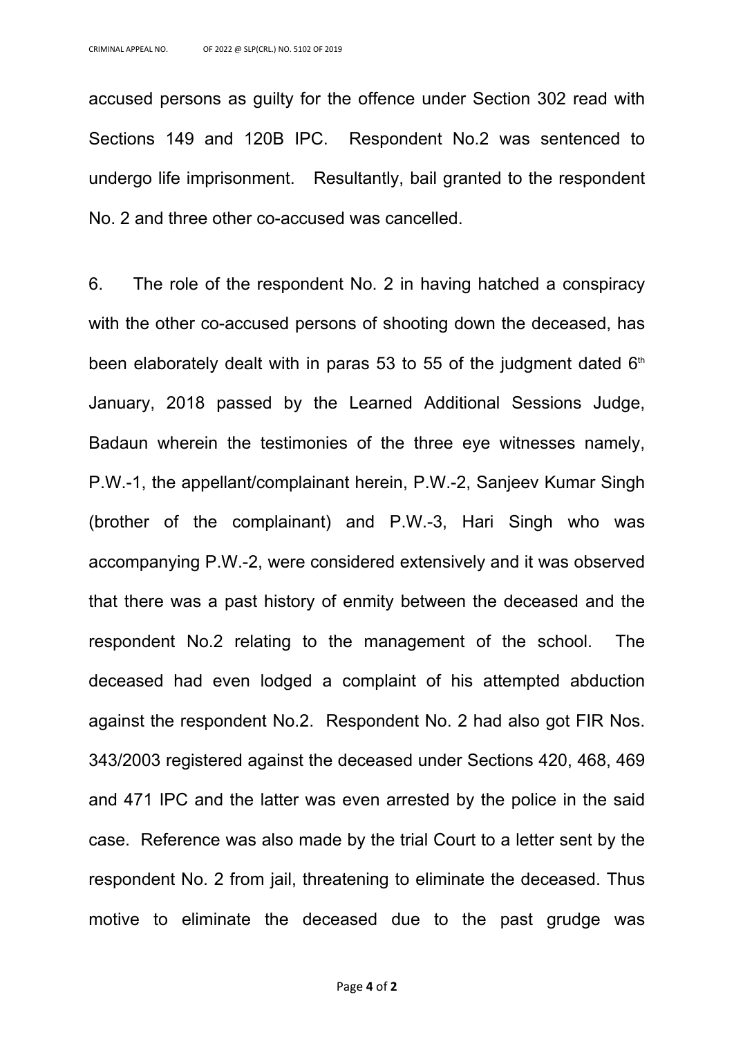accused persons as guilty for the offence under Section 302 read with Sections 149 and 120B IPC. Respondent No.2 was sentenced to undergo life imprisonment. Resultantly, bail granted to the respondent No. 2 and three other co-accused was cancelled.

6. The role of the respondent No. 2 in having hatched a conspiracy with the other co-accused persons of shooting down the deceased, has been elaborately dealt with in paras 53 to 55 of the judgment dated 6th January, 2018 passed by the Learned Additional Sessions Judge, Badaun wherein the testimonies of the three eye witnesses namely, P.W.-1, the appellant/complainant herein, P.W.-2, Sanjeev Kumar Singh (brother of the complainant) and P.W.-3, Hari Singh who was accompanying P.W.-2, were considered extensively and it was observed that there was a past history of enmity between the deceased and the respondent No.2 relating to the management of the school. The deceased had even lodged a complaint of his attempted abduction against the respondent No.2. Respondent No. 2 had also got FIR Nos. 343/2003 registered against the deceased under Sections 420, 468, 469 and 471 IPC and the latter was even arrested by the police in the said case. Reference was also made by the trial Court to a letter sent by the respondent No. 2 from jail, threatening to eliminate the deceased. Thus motive to eliminate the deceased due to the past grudge was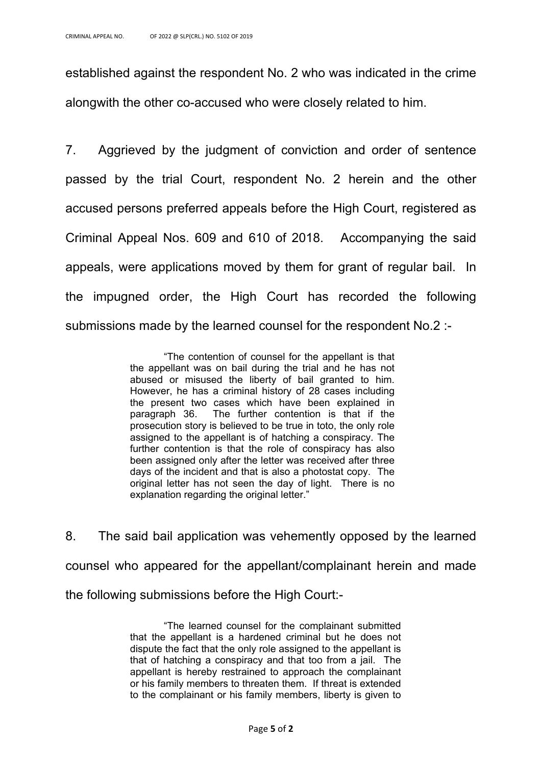established against the respondent No. 2 who was indicated in the crime alongwith the other co-accused who were closely related to him.

7. Aggrieved by the judgment of conviction and order of sentence passed by the trial Court, respondent No. 2 herein and the other accused persons preferred appeals before the High Court, registered as Criminal Appeal Nos. 609 and 610 of 2018. Accompanying the said appeals, were applications moved by them for grant of regular bail. In the impugned order, the High Court has recorded the following submissions made by the learned counsel for the respondent No.2 :-

> "The contention of counsel for the appellant is that the appellant was on bail during the trial and he has not abused or misused the liberty of bail granted to him. However, he has a criminal history of 28 cases including the present two cases which have been explained in paragraph 36. The further contention is that if the prosecution story is believed to be true in toto, the only role assigned to the appellant is of hatching a conspiracy. The further contention is that the role of conspiracy has also been assigned only after the letter was received after three days of the incident and that is also a photostat copy. The original letter has not seen the day of light. There is no explanation regarding the original letter."

8. The said bail application was vehemently opposed by the learned counsel who appeared for the appellant/complainant herein and made the following submissions before the High Court:-

> "The learned counsel for the complainant submitted that the appellant is a hardened criminal but he does not dispute the fact that the only role assigned to the appellant is that of hatching a conspiracy and that too from a jail. The appellant is hereby restrained to approach the complainant or his family members to threaten them. If threat is extended to the complainant or his family members, liberty is given to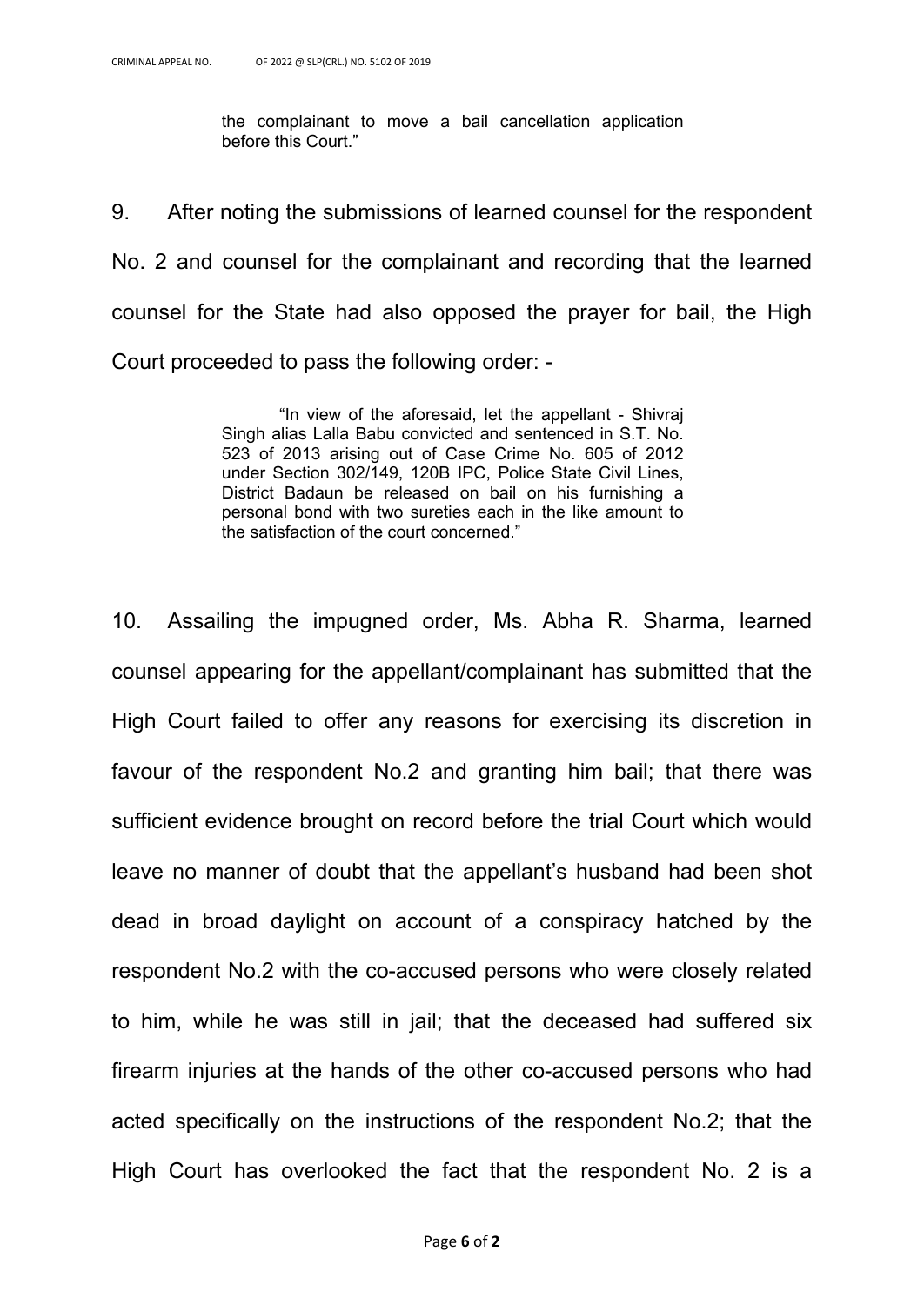> the complainant to move a bail cancellation application before this Court."

9. After noting the submissions of learned counsel for the respondent No. 2 and counsel for the complainant and recording that the learned counsel for the State had also opposed the prayer for bail, the High Court proceeded to pass the following order: -

> "In view of the aforesaid, let the appellant - Shivraj Singh alias Lalla Babu convicted and sentenced in S.T. No. 523 of 2013 arising out of Case Crime No. 605 of 2012 under Section 302/149, 120B IPC, Police State Civil Lines, District Badaun be released on bail on his furnishing a personal bond with two sureties each in the like amount to the satisfaction of the court concerned."

10. Assailing the impugned order, Ms. Abha R. Sharma, learned counsel appearing for the appellant/complainant has submitted that the High Court failed to offer any reasons for exercising its discretion in favour of the respondent No.2 and granting him bail; that there was sufficient evidence brought on record before the trial Court which would leave no manner of doubt that the appellant's husband had been shot dead in broad daylight on account of a conspiracy hatched by the respondent No.2 with the co-accused persons who were closely related to him, while he was still in jail; that the deceased had suffered six firearm injuries at the hands of the other co-accused persons who had acted specifically on the instructions of the respondent No.2; that the High Court has overlooked the fact that the respondent No. 2 is a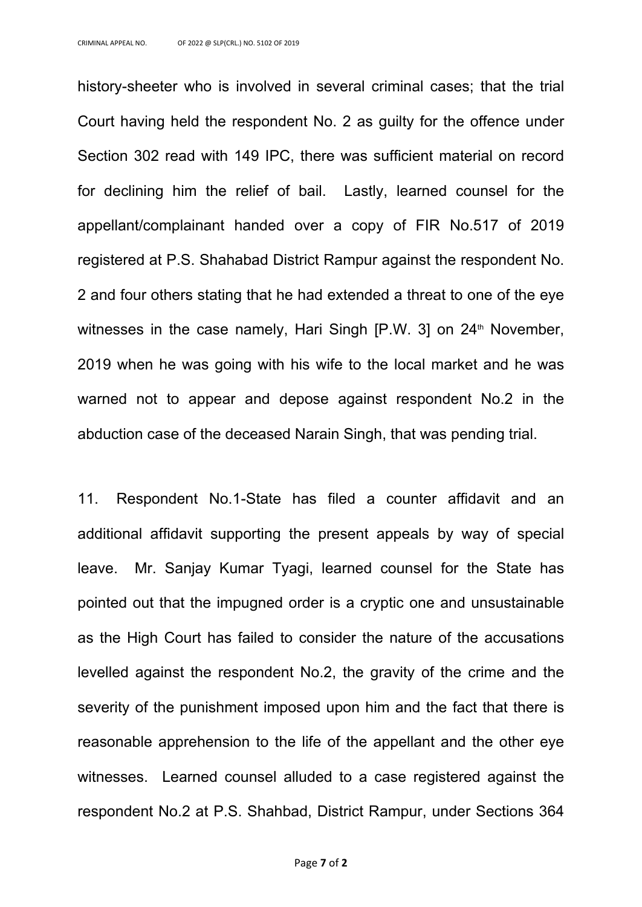history-sheeter who is involved in several criminal cases; that the trial Court having held the respondent No. 2 as guilty for the offence under Section 302 read with 149 IPC, there was sufficient material on record for declining him the relief of bail. Lastly, learned counsel for the appellant/complainant handed over a copy of FIR No.517 of 2019 registered at P.S. Shahabad District Rampur against the respondent No. 2 and four others stating that he had extended a threat to one of the eye witnesses in the case namely, Hari Singh [P.W. 3] on 24th November, 2019 when he was going with his wife to the local market and he was warned not to appear and depose against respondent No.2 in the abduction case of the deceased Narain Singh, that was pending trial.

11. Respondent No.1-State has filed a counter affidavit and an additional affidavit supporting the present appeals by way of special leave. Mr. Sanjay Kumar Tyagi, learned counsel for the State has pointed out that the impugned order is a cryptic one and unsustainable as the High Court has failed to consider the nature of the accusations levelled against the respondent No.2, the gravity of the crime and the severity of the punishment imposed upon him and the fact that there is reasonable apprehension to the life of the appellant and the other eye witnesses. Learned counsel alluded to a case registered against the respondent No.2 at P.S. Shahbad, District Rampur, under Sections 364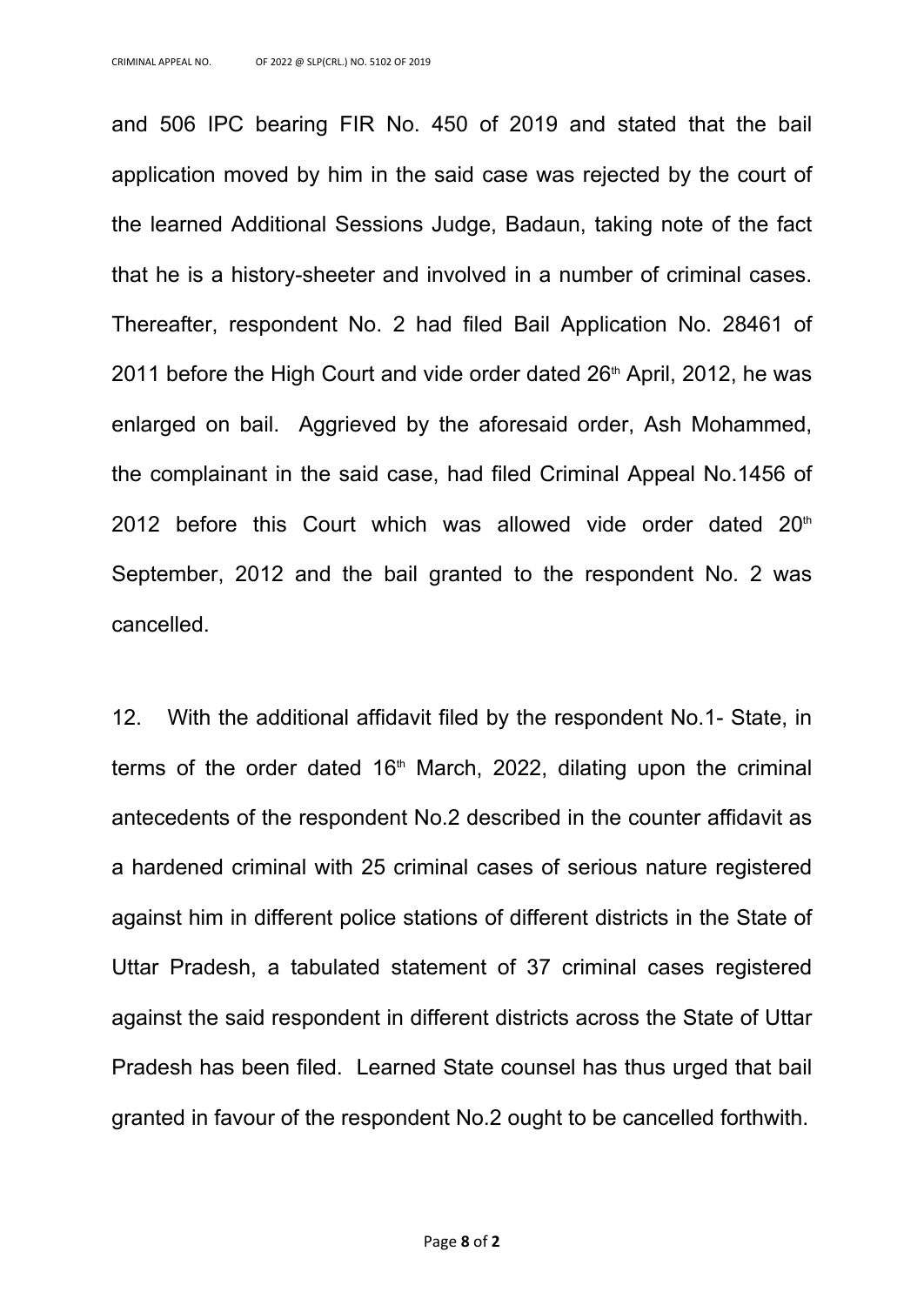and 506 IPC bearing FIR No. 450 of 2019 and stated that the bail application moved by him in the said case was rejected by the court of the learned Additional Sessions Judge, Badaun, taking note of the fact that he is a history-sheeter and involved in a number of criminal cases. Thereafter, respondent No. 2 had filed Bail Application No. 28461 of 2011 before the High Court and vide order dated 26th April, 2012, he was enlarged on bail. Aggrieved by the aforesaid order, Ash Mohammed, the complainant in the said case, had filed Criminal Appeal No.1456 of 2012 before this Court which was allowed vide order dated 20th September, 2012 and the bail granted to the respondent No. 2 was cancelled.

12. With the additional affidavit filed by the respondent No.1- State, in terms of the order dated 16th March, 2022, dilating upon the criminal antecedents of the respondent No.2 described in the counter affidavit as a hardened criminal with 25 criminal cases of serious nature registered against him in different police stations of different districts in the State of Uttar Pradesh, a tabulated statement of 37 criminal cases registered against the said respondent in different districts across the State of Uttar Pradesh has been filed. Learned State counsel has thus urged that bail granted in favour of the respondent No.2 ought to be cancelled forthwith.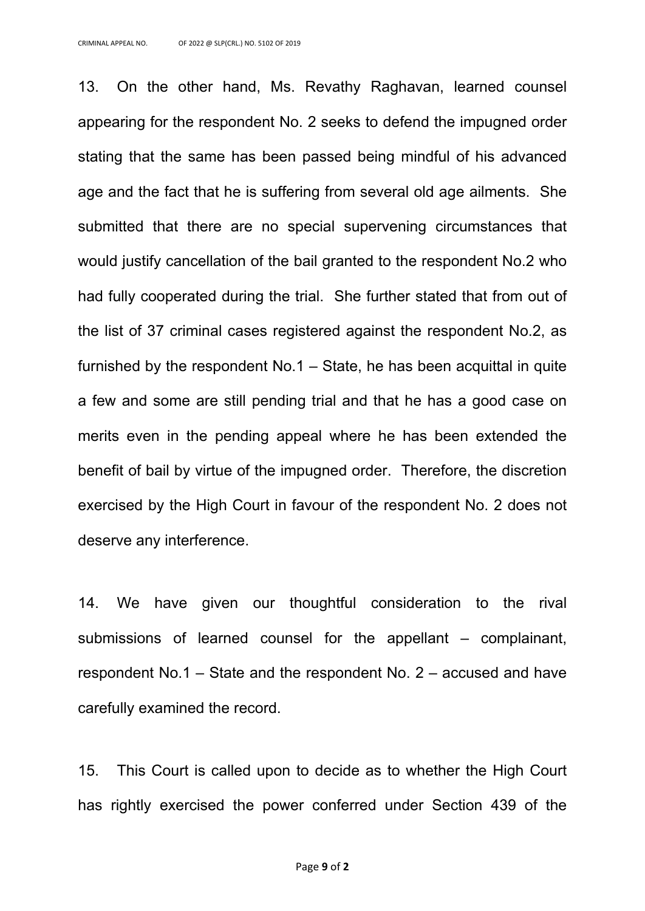13. On the other hand, Ms. Revathy Raghavan, learned counsel appearing for the respondent No. 2 seeks to defend the impugned order stating that the same has been passed being mindful of his advanced age and the fact that he is suffering from several old age ailments. She submitted that there are no special supervening circumstances that would justify cancellation of the bail granted to the respondent No.2 who had fully cooperated during the trial. She further stated that from out of the list of 37 criminal cases registered against the respondent No.2, as furnished by the respondent No.1 – State, he has been acquittal in quite a few and some are still pending trial and that he has a good case on merits even in the pending appeal where he has been extended the benefit of bail by virtue of the impugned order. Therefore, the discretion exercised by the High Court in favour of the respondent No. 2 does not deserve any interference.

14. We have given our thoughtful consideration to the rival submissions of learned counsel for the appellant – complainant, respondent No.1 – State and the respondent No. 2 – accused and have carefully examined the record.

15. This Court is called upon to decide as to whether the High Court has rightly exercised the power conferred under Section 439 of the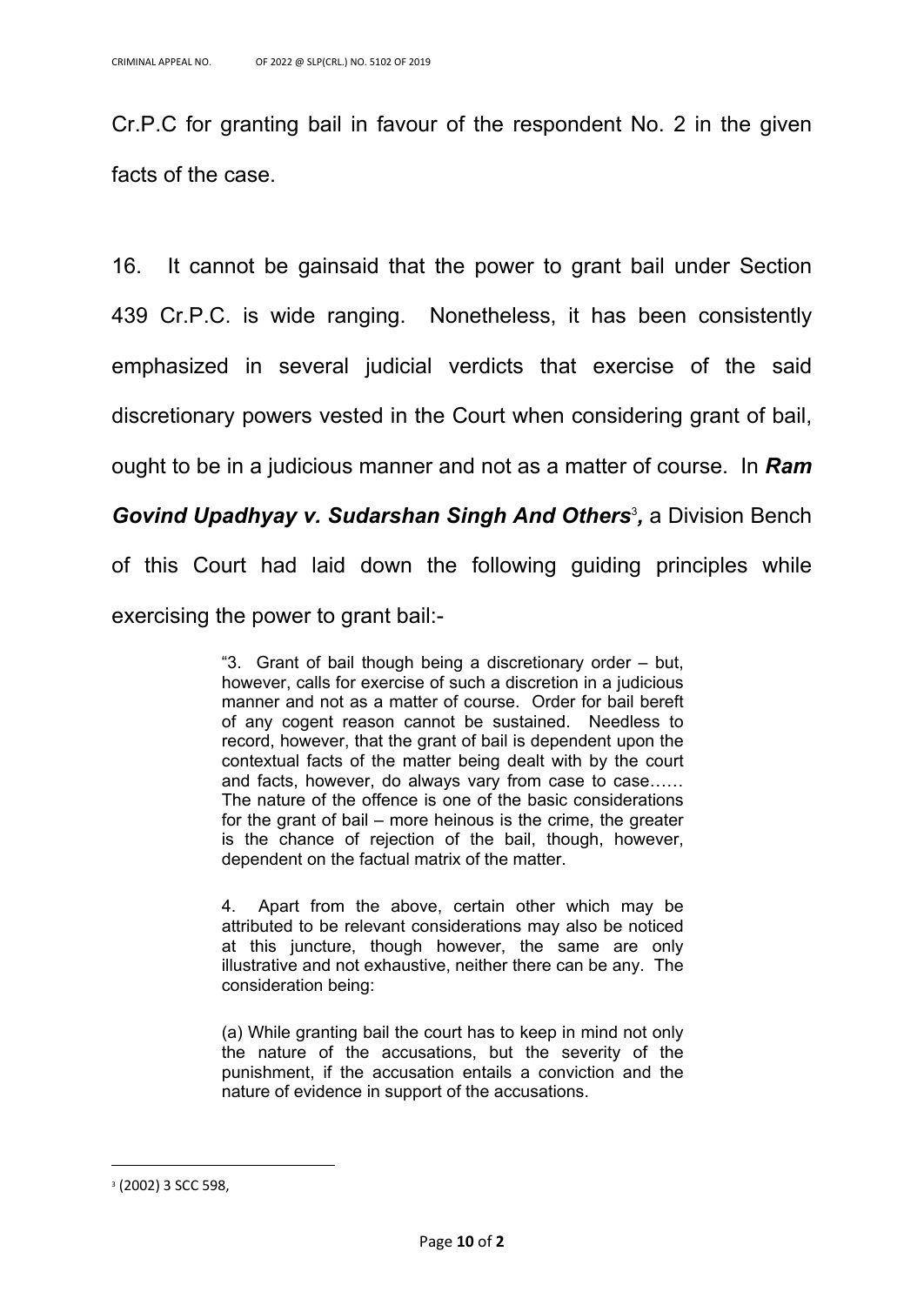Cr.P.C for granting bail in favour of the respondent No. 2 in the given facts of the case.

16. It cannot be gainsaid that the power to grant bail under Section 439 Cr.P.C. is wide ranging. Nonetheless, it has been consistently emphasized in several judicial verdicts that exercise of the said discretionary powers vested in the Court when considering grant of bail, ought to be in a judicious manner and not as a matter of course. In ***Ram Govind Upadhyay v. Sudarshan Singh And Others***[3]**,** a Division Bench of this Court had laid down the following guiding principles while exercising the power to grant bail:-

> "3. Grant of bail though being a discretionary order – but, however, calls for exercise of such a discretion in a judicious manner and not as a matter of course. Order for bail bereft of any cogent reason cannot be sustained. Needless to record, however, that the grant of bail is dependent upon the contextual facts of the matter being dealt with by the court and facts, however, do always vary from case to case…… The nature of the offence is one of the basic considerations for the grant of bail – more heinous is the crime, the greater is the chance of rejection of the bail, though, however, dependent on the factual matrix of the matter.
>
> 4. Apart from the above, certain other which may be attributed to be relevant considerations may also be noticed at this juncture, though however, the same are only illustrative and not exhaustive, neither there can be any. The consideration being:
>
> (a) While granting bail the court has to keep in mind not only the nature of the accusations, but the severity of the punishment, if the accusation entails a conviction and the nature of evidence in support of the accusations.

[3] (2002) 3 SCC 598,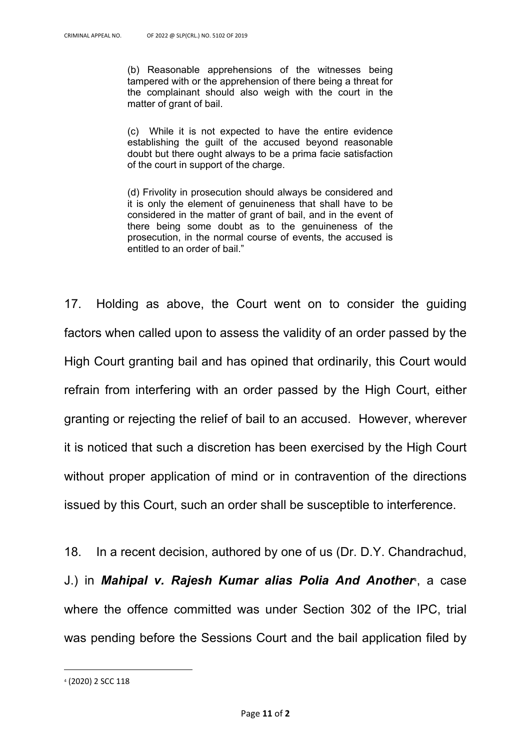> (b) Reasonable apprehensions of the witnesses being tampered with or the apprehension of there being a threat for the complainant should also weigh with the court in the matter of grant of bail.
>
> (c) While it is not expected to have the entire evidence establishing the guilt of the accused beyond reasonable doubt but there ought always to be a prima facie satisfaction of the court in support of the charge.
>
> (d) Frivolity in prosecution should always be considered and it is only the element of genuineness that shall have to be considered in the matter of grant of bail, and in the event of there being some doubt as to the genuineness of the prosecution, in the normal course of events, the accused is entitled to an order of bail."

17. Holding as above, the Court went on to consider the guiding factors when called upon to assess the validity of an order passed by the High Court granting bail and has opined that ordinarily, this Court would refrain from interfering with an order passed by the High Court, either granting or rejecting the relief of bail to an accused. However, wherever it is noticed that such a discretion has been exercised by the High Court without proper application of mind or in contravention of the directions issued by this Court, such an order shall be susceptible to interference.

18. In a recent decision, authored by one of us (Dr. D.Y. Chandrachud, J.) in ***Mahipal v. Rajesh Kumar alias Polia And Another***[4], a case where the offence committed was under Section 302 of the IPC, trial was pending before the Sessions Court and the bail application filed by

[4] (2020) 2 SCC 118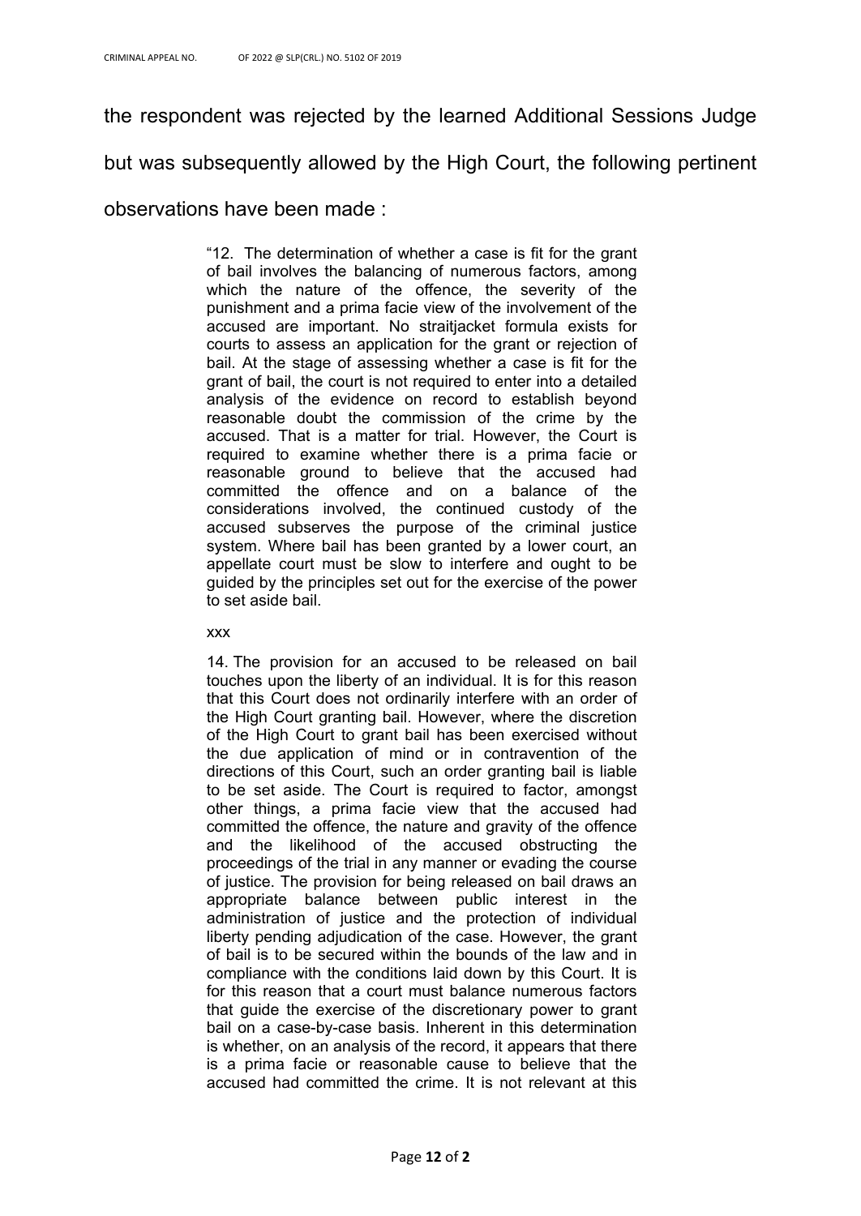the respondent was rejected by the learned Additional Sessions Judge but was subsequently allowed by the High Court, the following pertinent observations have been made :

> "12. The determination of whether a case is fit for the grant of bail involves the balancing of numerous factors, among which the nature of the offence, the severity of the punishment and a prima facie view of the involvement of the accused are important. No straitjacket formula exists for courts to assess an application for the grant or rejection of bail. At the stage of assessing whether a case is fit for the grant of bail, the court is not required to enter into a detailed analysis of the evidence on record to establish beyond reasonable doubt the commission of the crime by the accused. That is a matter for trial. However, the Court is required to examine whether there is a prima facie or reasonable ground to believe that the accused had committed the offence and on a balance of the considerations involved, the continued custody of the accused subserves the purpose of the criminal justice system. Where bail has been granted by a lower court, an appellate court must be slow to interfere and ought to be guided by the principles set out for the exercise of the power to set aside bail.
>
> xxx
>
> 14. The provision for an accused to be released on bail touches upon the liberty of an individual. It is for this reason that this Court does not ordinarily interfere with an order of the High Court granting bail. However, where the discretion of the High Court to grant bail has been exercised without the due application of mind or in contravention of the directions of this Court, such an order granting bail is liable to be set aside. The Court is required to factor, amongst other things, a prima facie view that the accused had committed the offence, the nature and gravity of the offence and the likelihood of the accused obstructing the proceedings of the trial in any manner or evading the course of justice. The provision for being released on bail draws an appropriate balance between public interest in the administration of justice and the protection of individual liberty pending adjudication of the case. However, the grant of bail is to be secured within the bounds of the law and in compliance with the conditions laid down by this Court. It is for this reason that a court must balance numerous factors that guide the exercise of the discretionary power to grant bail on a case-by-case basis. Inherent in this determination is whether, on an analysis of the record, it appears that there is a prima facie or reasonable cause to believe that the accused had committed the crime. It is not relevant at this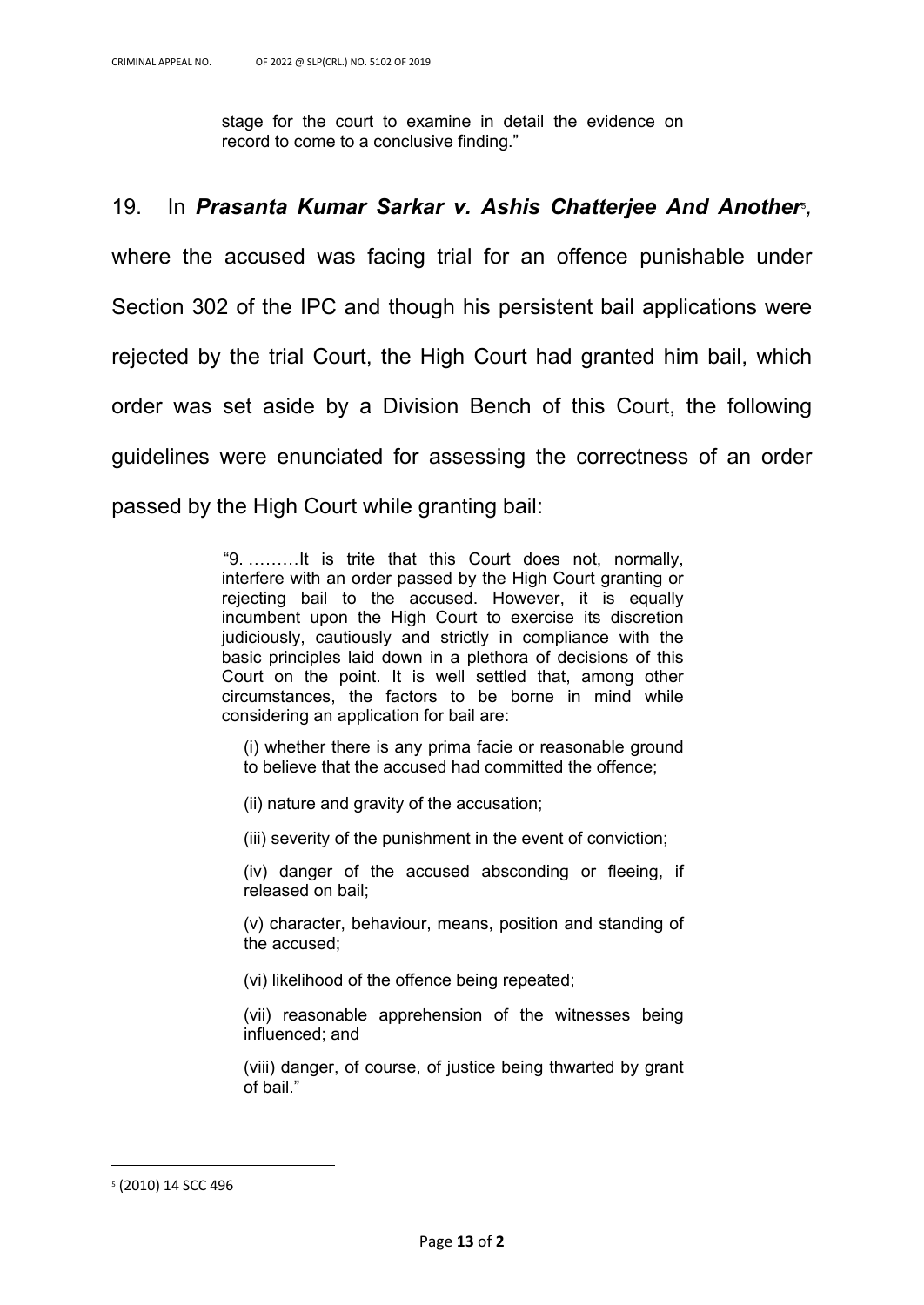stage for the court to examine in detail the evidence on record to come to a conclusive finding."

19. In ***Prasanta Kumar Sarkar v. Ashis Chatterjee And Another***[5], where the accused was facing trial for an offence punishable under Section 302 of the IPC and though his persistent bail applications were rejected by the trial Court, the High Court had granted him bail, which order was set aside by a Division Bench of this Court, the following guidelines were enunciated for assessing the correctness of an order passed by the High Court while granting bail:

> "9. ………It is trite that this Court does not, normally, interfere with an order passed by the High Court granting or rejecting bail to the accused. However, it is equally incumbent upon the High Court to exercise its discretion judiciously, cautiously and strictly in compliance with the basic principles laid down in a plethora of decisions of this Court on the point. It is well settled that, among other circumstances, the factors to be borne in mind while considering an application for bail are:
>
> (i) whether there is any prima facie or reasonable ground to believe that the accused had committed the offence;
>
> (ii) nature and gravity of the accusation;
>
> (iii) severity of the punishment in the event of conviction;
>
> (iv) danger of the accused absconding or fleeing, if released on bail;
>
> (v) character, behaviour, means, position and standing of the accused;
>
> (vi) likelihood of the offence being repeated;
>
> (vii) reasonable apprehension of the witnesses being influenced; and
>
> (viii) danger, of course, of justice being thwarted by grant of bail."

---

[5] (2010) 14 SCC 496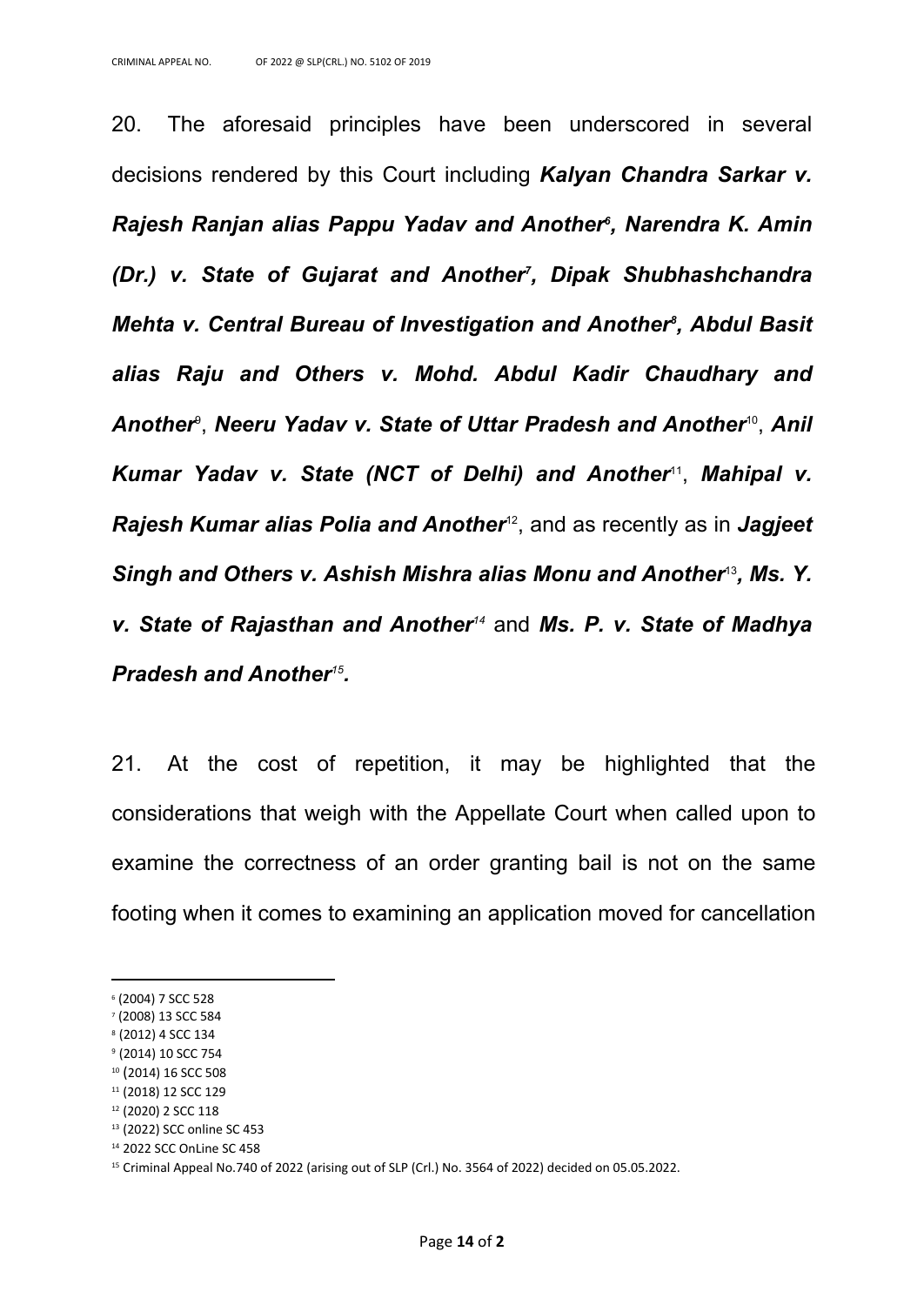20. The aforesaid principles have been underscored in several decisions rendered by this Court including ***Kalyan Chandra Sarkar v. Rajesh Ranjan alias Pappu Yadav and Another***[6], ***Narendra K. Amin (Dr.) v. State of Gujarat and Another***[7], ***Dipak Shubhashchandra Mehta v. Central Bureau of Investigation and Another***[8], ***Abdul Basit alias Raju and Others v. Mohd. Abdul Kadir Chaudhary and Another***[9], ***Neeru Yadav v. State of Uttar Pradesh and Another***[10], ***Anil Kumar Yadav v. State (NCT of Delhi) and Another***[11], ***Mahipal v. Rajesh Kumar alias Polia and Another***[12], and as recently as in ***Jagjeet Singh and Others v. Ashish Mishra alias Monu and Another***[13], ***Ms. Y. v. State of Rajasthan and Another***[14] and ***Ms. P. v. State of Madhya Pradesh and Another***[15].

21. At the cost of repetition, it may be highlighted that the considerations that weigh with the Appellate Court when called upon to examine the correctness of an order granting bail is not on the same footing when it comes to examining an application moved for cancellation

---

[6] (2004) 7 SCC 528
[7] (2008) 13 SCC 584
[8] (2012) 4 SCC 134
[9] (2014) 10 SCC 754
[10] (2014) 16 SCC 508
[11] (2018) 12 SCC 129
[12] (2020) 2 SCC 118
[13] (2022) SCC online SC 453
[14] 2022 SCC OnLine SC 458
[15] Criminal Appeal No.740 of 2022 (arising out of SLP (Crl.) No. 3564 of 2022) decided on 05.05.2022.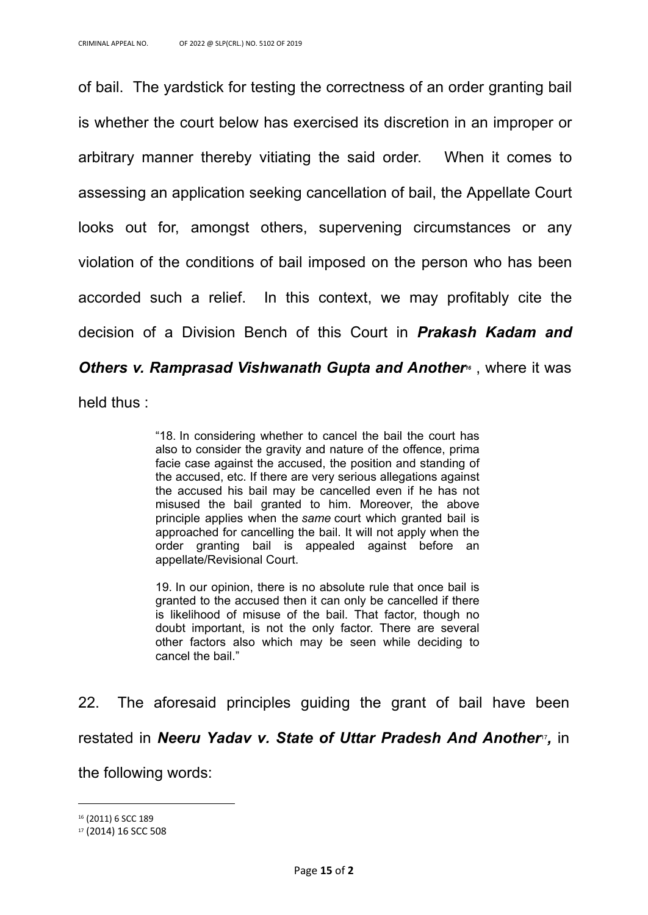of bail. The yardstick for testing the correctness of an order granting bail is whether the court below has exercised its discretion in an improper or arbitrary manner thereby vitiating the said order. When it comes to assessing an application seeking cancellation of bail, the Appellate Court looks out for, amongst others, supervening circumstances or any violation of the conditions of bail imposed on the person who has been accorded such a relief. In this context, we may profitably cite the decision of a Division Bench of this Court in ***Prakash Kadam and Others v. Ramprasad Vishwanath Gupta and Another***[16] , where it was held thus :

> "18. In considering whether to cancel the bail the court has also to consider the gravity and nature of the offence, prima facie case against the accused, the position and standing of the accused, etc. If there are very serious allegations against the accused his bail may be cancelled even if he has not misused the bail granted to him. Moreover, the above principle applies when the *same* court which granted bail is approached for cancelling the bail. It will not apply when the order granting bail is appealed against before an appellate/Revisional Court.
>
> 19. In our opinion, there is no absolute rule that once bail is granted to the accused then it can only be cancelled if there is likelihood of misuse of the bail. That factor, though no doubt important, is not the only factor. There are several other factors also which may be seen while deciding to cancel the bail."

22. The aforesaid principles guiding the grant of bail have been restated in ***Neeru Yadav v. State of Uttar Pradesh And Another***[17]***,*** in the following words:

---

[16] (2011) 6 SCC 189

[17] (2014) 16 SCC 508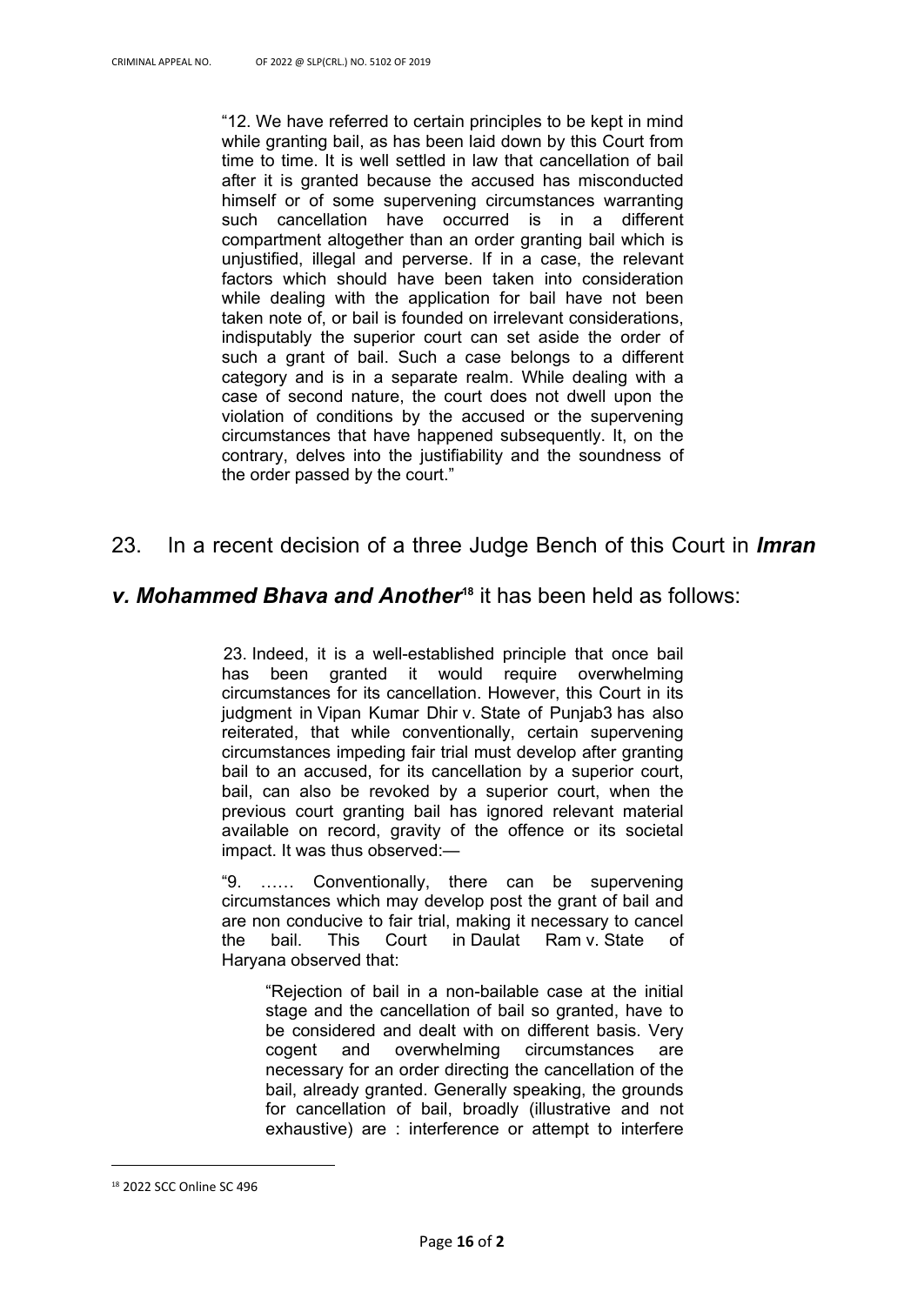> "12. We have referred to certain principles to be kept in mind while granting bail, as has been laid down by this Court from time to time. It is well settled in law that cancellation of bail after it is granted because the accused has misconducted himself or of some supervening circumstances warranting such cancellation have occurred is in a different compartment altogether than an order granting bail which is unjustified, illegal and perverse. If in a case, the relevant factors which should have been taken into consideration while dealing with the application for bail have not been taken note of, or bail is founded on irrelevant considerations, indisputably the superior court can set aside the order of such a grant of bail. Such a case belongs to a different category and is in a separate realm. While dealing with a case of second nature, the court does not dwell upon the violation of conditions by the accused or the supervening circumstances that have happened subsequently. It, on the contrary, delves into the justifiability and the soundness of the order passed by the court."

23. In a recent decision of a three Judge Bench of this Court in ***Imran v. Mohammed Bhava and Another***[18] it has been held as follows:

> 23. Indeed, it is a well-established principle that once bail has been granted it would require overwhelming circumstances for its cancellation. However, this Court in its judgment in Vipan Kumar Dhir v. State of Punjab3 has also reiterated, that while conventionally, certain supervening circumstances impeding fair trial must develop after granting bail to an accused, for its cancellation by a superior court, bail, can also be revoked by a superior court, when the previous court granting bail has ignored relevant material available on record, gravity of the offence or its societal impact. It was thus observed:—
>
> "9. …… Conventionally, there can be supervening circumstances which may develop post the grant of bail and are non conducive to fair trial, making it necessary to cancel the bail. This Court in Daulat Ram v. State of Haryana observed that:
>
> > "Rejection of bail in a non-bailable case at the initial stage and the cancellation of bail so granted, have to be considered and dealt with on different basis. Very cogent and overwhelming circumstances are necessary for an order directing the cancellation of the bail, already granted. Generally speaking, the grounds for cancellation of bail, broadly (illustrative and not exhaustive) are : interference or attempt to interfere

---

[18] 2022 SCC Online SC 496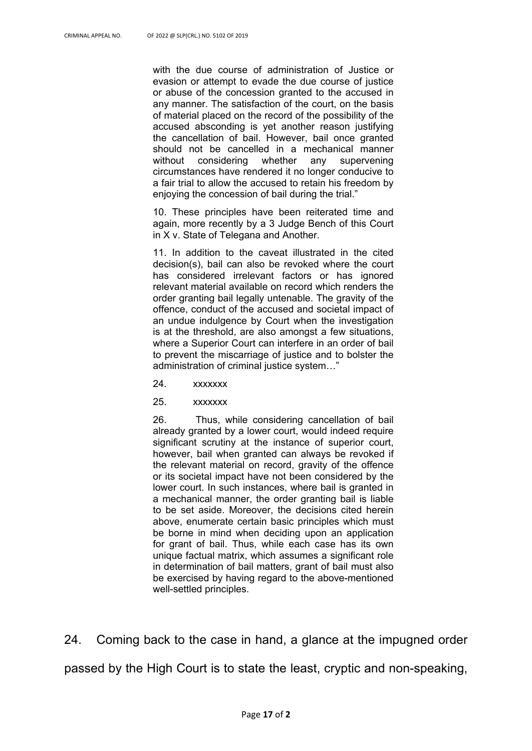> with the due course of administration of Justice or evasion or attempt to evade the due course of justice or abuse of the concession granted to the accused in any manner. The satisfaction of the court, on the basis of material placed on the record of the possibility of the accused absconding is yet another reason justifying the cancellation of bail. However, bail once granted should not be cancelled in a mechanical manner without considering whether any supervening circumstances have rendered it no longer conducive to a fair trial to allow the accused to retain his freedom by enjoying the concession of bail during the trial."
>
> 10. These principles have been reiterated time and again, more recently by a 3 Judge Bench of this Court in X v. State of Telegana and Another.
>
> 11. In addition to the caveat illustrated in the cited decision(s), bail can also be revoked where the court has considered irrelevant factors or has ignored relevant material available on record which renders the order granting bail legally untenable. The gravity of the offence, conduct of the accused and societal impact of an undue indulgence by Court when the investigation is at the threshold, are also amongst a few situations, where a Superior Court can interfere in an order of bail to prevent the miscarriage of justice and to bolster the administration of criminal justice system…"
>
> 24. xxxxxxx
>
> 25. xxxxxxx
>
> 26. Thus, while considering cancellation of bail already granted by a lower court, would indeed require significant scrutiny at the instance of superior court, however, bail when granted can always be revoked if the relevant material on record, gravity of the offence or its societal impact have not been considered by the lower court. In such instances, where bail is granted in a mechanical manner, the order granting bail is liable to be set aside. Moreover, the decisions cited herein above, enumerate certain basic principles which must be borne in mind when deciding upon an application for grant of bail. Thus, while each case has its own unique factual matrix, which assumes a significant role in determination of bail matters, grant of bail must also be exercised by having regard to the above-mentioned well-settled principles.

24. Coming back to the case in hand, a glance at the impugned order passed by the High Court is to state the least, cryptic and non-speaking,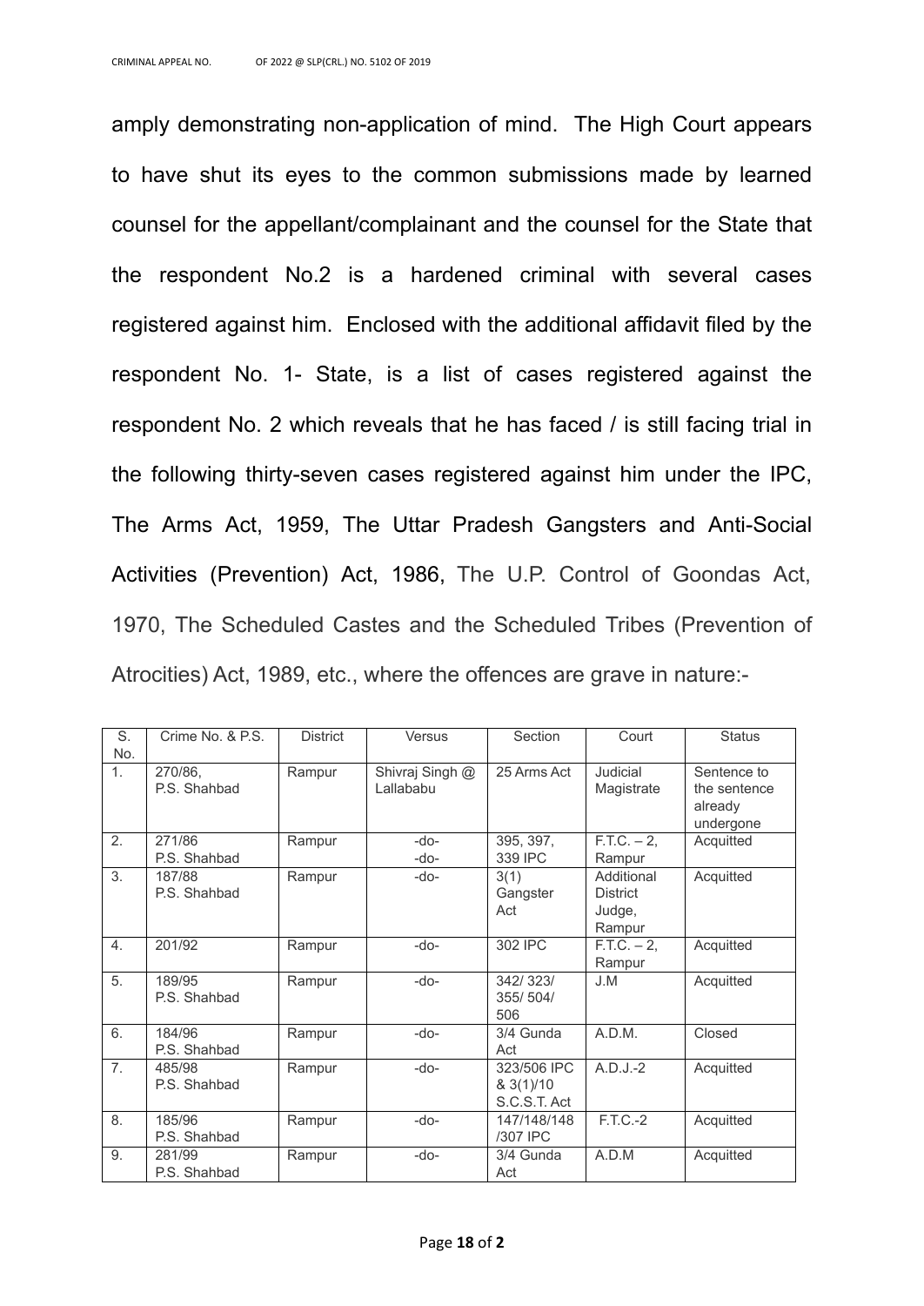amply demonstrating non-application of mind. The High Court appears to have shut its eyes to the common submissions made by learned counsel for the appellant/complainant and the counsel for the State that the respondent No.2 is a hardened criminal with several cases registered against him. Enclosed with the additional affidavit filed by the respondent No. 1- State, is a list of cases registered against the respondent No. 2 which reveals that he has faced / is still facing trial in the following thirty-seven cases registered against him under the IPC, The Arms Act, 1959, The Uttar Pradesh Gangsters and Anti-Social Activities (Prevention) Act, 1986, The U.P. Control of Goondas Act, 1970, The Scheduled Castes and the Scheduled Tribes (Prevention of Atrocities) Act, 1989, etc., where the offences are grave in nature:-

| S. No. | Crime No. & P.S. | District | Versus | Section | Court | Status |
|---|---|---|---|---|---|---|
| 1. | 270/86, P.S. Shahbad | Rampur | Shivraj Singh @ Lallababu | 25 Arms Act | Judicial Magistrate | Sentence to the sentence already undergone |
| 2. | 271/86 P.S. Shahbad | Rampur | -do- -do- | 395, 397, 339 IPC | F.T.C. – 2, Rampur | Acquitted |
| 3. | 187/88 P.S. Shahbad | Rampur | -do- | 3(1) Gangster Act | Additional District Judge, Rampur | Acquitted |
| 4. | 201/92 | Rampur | -do- | 302 IPC | F.T.C. – 2, Rampur | Acquitted |
| 5. | 189/95 P.S. Shahbad | Rampur | -do- | 342/ 323/ 355/ 504/ 506 | J.M | Acquitted |
| 6. | 184/96 P.S. Shahbad | Rampur | -do- | 3/4 Gunda Act | A.D.M. | Closed |
| 7. | 485/98 P.S. Shahbad | Rampur | -do- | 323/506 IPC & 3(1)/10 S.C.S.T. Act | A.D.J.-2 | Acquitted |
| 8. | 185/96 P.S. Shahbad | Rampur | -do- | 147/148/148 /307 IPC | F.T.C.-2 | Acquitted |
| 9. | 281/99 P.S. Shahbad | Rampur | -do- | 3/4 Gunda Act | A.D.M | Acquitted |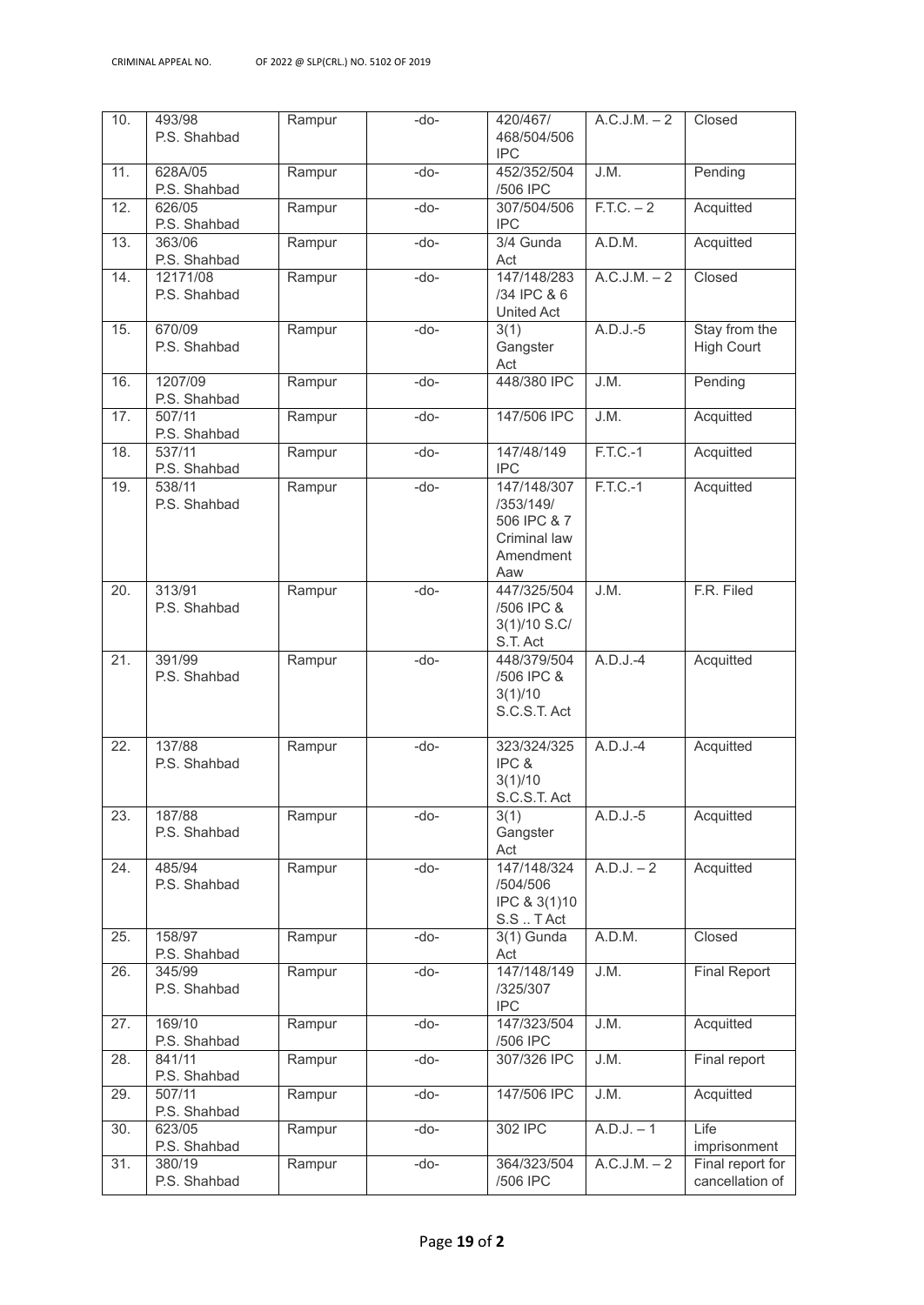| 10. | 493/98 P.S. Shahbad | Rampur | -do- | 420/467/ 468/504/506 IPC | A.C.J.M. – 2 | Closed |
|---|---|---|---|---|---|---|
| 11. | 628A/05 P.S. Shahbad | Rampur | -do- | 452/352/504 /506 IPC | J.M. | Pending |
| 12. | 626/05 P.S. Shahbad | Rampur | -do- | 307/504/506 IPC | F.T.C. – 2 | Acquitted |
| 13. | 363/06 P.S. Shahbad | Rampur | -do- | 3/4 Gunda Act | A.D.M. | Acquitted |
| 14. | 12171/08 P.S. Shahbad | Rampur | -do- | 147/148/283 /34 IPC & 6 United Act | A.C.J.M. – 2 | Closed |
| 15. | 670/09 P.S. Shahbad | Rampur | -do- | 3(1) Gangster Act | A.D.J.-5 | Stay from the High Court |
| 16. | 1207/09 P.S. Shahbad | Rampur | -do- | 448/380 IPC | J.M. | Pending |
| 17. | 507/11 P.S. Shahbad | Rampur | -do- | 147/506 IPC | J.M. | Acquitted |
| 18. | 537/11 P.S. Shahbad | Rampur | -do- | 147/48/149 IPC | F.T.C.-1 | Acquitted |
| 19. | 538/11 P.S. Shahbad | Rampur | -do- | 147/148/307 /353/149/ 506 IPC & 7 Criminal law Amendment Aaw | F.T.C.-1 | Acquitted |
| 20. | 313/91 P.S. Shahbad | Rampur | -do- | 447/325/504 /506 IPC & 3(1)/10 S.C/ S.T. Act | J.M. | F.R. Filed |
| 21. | 391/99 P.S. Shahbad | Rampur | -do- | 448/379/504 /506 IPC & 3(1)/10 S.C.S.T. Act | A.D.J.-4 | Acquitted |
| 22. | 137/88 P.S. Shahbad | Rampur | -do- | 323/324/325 IPC & 3(1)/10 S.C.S.T. Act | A.D.J.-4 | Acquitted |
| 23. | 187/88 P.S. Shahbad | Rampur | -do- | 3(1) Gangster Act | A.D.J.-5 | Acquitted |
| 24. | 485/94 P.S. Shahbad | Rampur | -do- | 147/148/324 /504/506 IPC & 3(1)10 S.S .. T Act | A.D.J. – 2 | Acquitted |
| 25. | 158/97 P.S. Shahbad | Rampur | -do- | 3(1) Gunda Act | A.D.M. | Closed |
| 26. | 345/99 P.S. Shahbad | Rampur | -do- | 147/148/149 /325/307 IPC | J.M. | Final Report |
| 27. | 169/10 P.S. Shahbad | Rampur | -do- | 147/323/504 /506 IPC | J.M. | Acquitted |
| 28. | 841/11 P.S. Shahbad | Rampur | -do- | 307/326 IPC | J.M. | Final report |
| 29. | 507/11 P.S. Shahbad | Rampur | -do- | 147/506 IPC | J.M. | Acquitted |
| 30. | 623/05 P.S. Shahbad | Rampur | -do- | 302 IPC | A.D.J. – 1 | Life imprisonment |
| 31. | 380/19 P.S. Shahbad | Rampur | -do- | 364/323/504 /506 IPC | A.C.J.M. – 2 | Final report for cancellation of |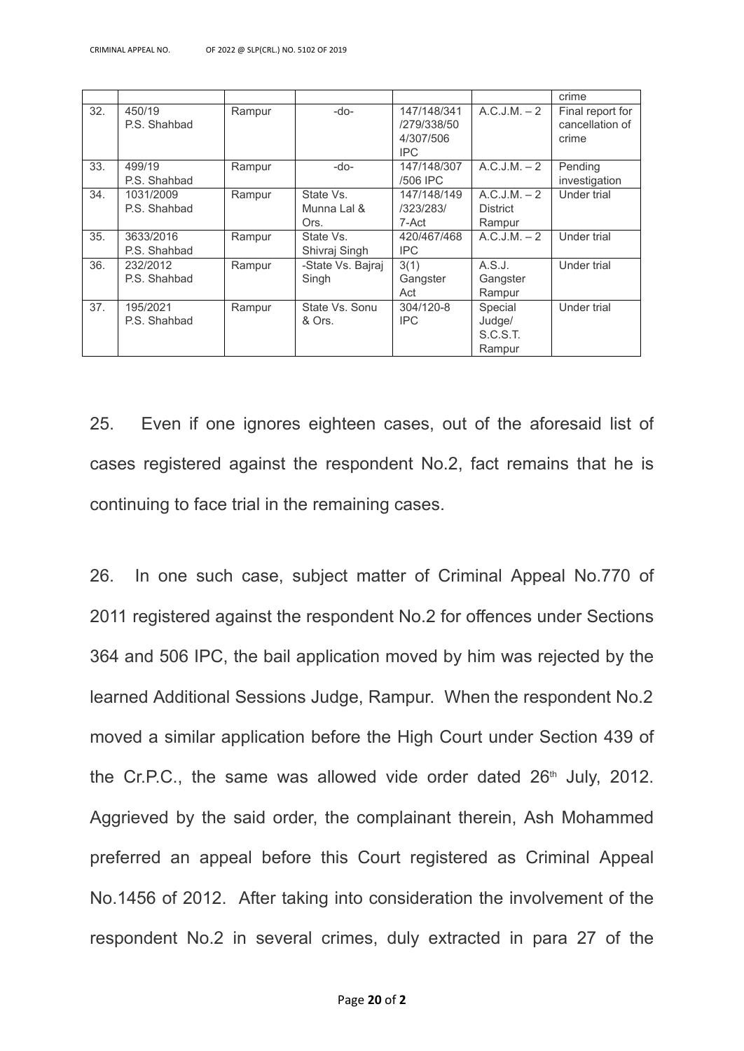| | | | | | | crime |
|---|---|---|---|---|---|---|
| 32. | 450/19 P.S. Shahbad | Rampur | -do- | 147/148/341 /279/338/50 4/307/506 IPC | A.C.J.M. – 2 | Final report for cancellation of crime |
| 33. | 499/19 P.S. Shahbad | Rampur | -do- | 147/148/307 /506 IPC | A.C.J.M. – 2 | Pending investigation |
| 34. | 1031/2009 P.S. Shahbad | Rampur | State Vs. Munna Lal & Ors. | 147/148/149 /323/283/ 7-Act | A.C.J.M. – 2 District Rampur | Under trial |
| 35. | 3633/2016 P.S. Shahbad | Rampur | State Vs. Shivraj Singh | 420/467/468 IPC | A.C.J.M. – 2 | Under trial |
| 36. | 232/2012 P.S. Shahbad | Rampur | -State Vs. Bajraj Singh | 3(1) Gangster Act | A.S.J. Gangster Rampur | Under trial |
| 37. | 195/2021 P.S. Shahbad | Rampur | State Vs. Sonu & Ors. | 304/120-8 IPC | Special Judge/ S.C.S.T. Rampur | Under trial |

25. Even if one ignores eighteen cases, out of the aforesaid list of cases registered against the respondent No.2, fact remains that he is continuing to face trial in the remaining cases.

26. In one such case, subject matter of Criminal Appeal No.770 of 2011 registered against the respondent No.2 for offences under Sections 364 and 506 IPC, the bail application moved by him was rejected by the learned Additional Sessions Judge, Rampur. When the respondent No.2 moved a similar application before the High Court under Section 439 of the Cr.P.C., the same was allowed vide order dated 26th July, 2012. Aggrieved by the said order, the complainant therein, Ash Mohammed preferred an appeal before this Court registered as Criminal Appeal No.1456 of 2012. After taking into consideration the involvement of the respondent No.2 in several crimes, duly extracted in para 27 of the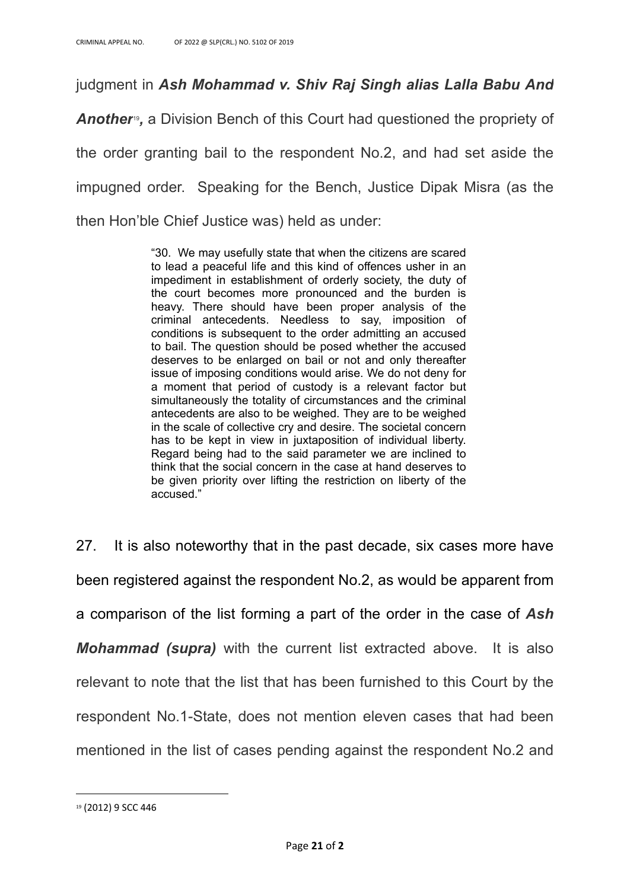judgment in ***Ash Mohammad v. Shiv Raj Singh alias Lalla Babu And Another***[19]***,*** a Division Bench of this Court had questioned the propriety of the order granting bail to the respondent No.2, and had set aside the impugned order. Speaking for the Bench, Justice Dipak Misra (as the then Hon'ble Chief Justice was) held as under:

> "30. We may usefully state that when the citizens are scared to lead a peaceful life and this kind of offences usher in an impediment in establishment of orderly society, the duty of the court becomes more pronounced and the burden is heavy. There should have been proper analysis of the criminal antecedents. Needless to say, imposition of conditions is subsequent to the order admitting an accused to bail. The question should be posed whether the accused deserves to be enlarged on bail or not and only thereafter issue of imposing conditions would arise. We do not deny for a moment that period of custody is a relevant factor but simultaneously the totality of circumstances and the criminal antecedents are also to be weighed. They are to be weighed in the scale of collective cry and desire. The societal concern has to be kept in view in juxtaposition of individual liberty. Regard being had to the said parameter we are inclined to think that the social concern in the case at hand deserves to be given priority over lifting the restriction on liberty of the accused."

27. It is also noteworthy that in the past decade, six cases more have been registered against the respondent No.2, as would be apparent from a comparison of the list forming a part of the order in the case of ***Ash Mohammad (supra)*** with the current list extracted above. It is also relevant to note that the list that has been furnished to this Court by the respondent No.1-State, does not mention eleven cases that had been mentioned in the list of cases pending against the respondent No.2 and

---

[19] (2012) 9 SCC 446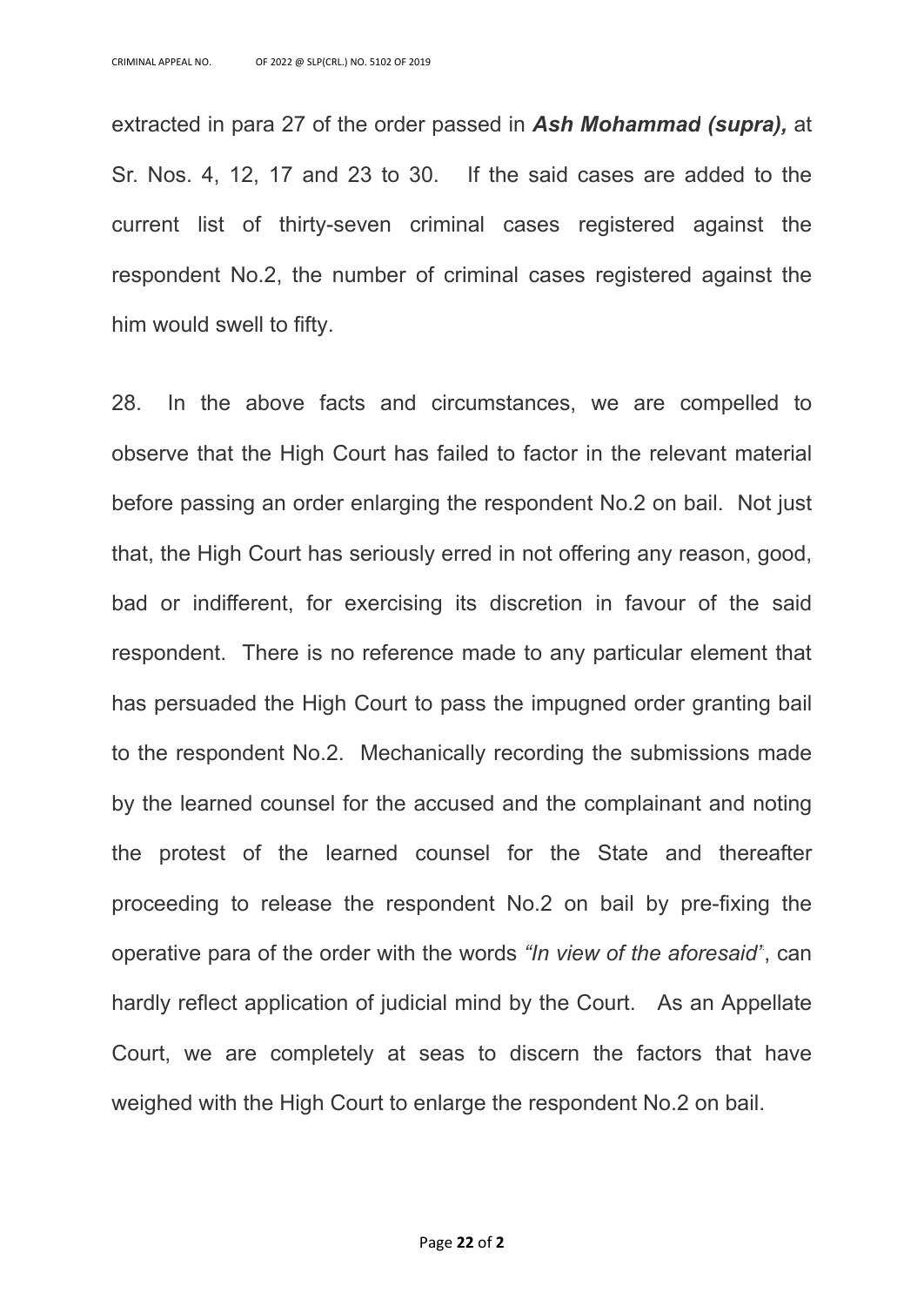extracted in para 27 of the order passed in ***Ash Mohammad (supra),*** at Sr. Nos. 4, 12, 17 and 23 to 30. If the said cases are added to the current list of thirty-seven criminal cases registered against the respondent No.2, the number of criminal cases registered against the him would swell to fifty.

28. In the above facts and circumstances, we are compelled to observe that the High Court has failed to factor in the relevant material before passing an order enlarging the respondent No.2 on bail. Not just that, the High Court has seriously erred in not offering any reason, good, bad or indifferent, for exercising its discretion in favour of the said respondent. There is no reference made to any particular element that has persuaded the High Court to pass the impugned order granting bail to the respondent No.2. Mechanically recording the submissions made by the learned counsel for the accused and the complainant and noting the protest of the learned counsel for the State and thereafter proceeding to release the respondent No.2 on bail by pre-fixing the operative para of the order with the words *"In view of the aforesaid"*, can hardly reflect application of judicial mind by the Court. As an Appellate Court, we are completely at seas to discern the factors that have weighed with the High Court to enlarge the respondent No.2 on bail.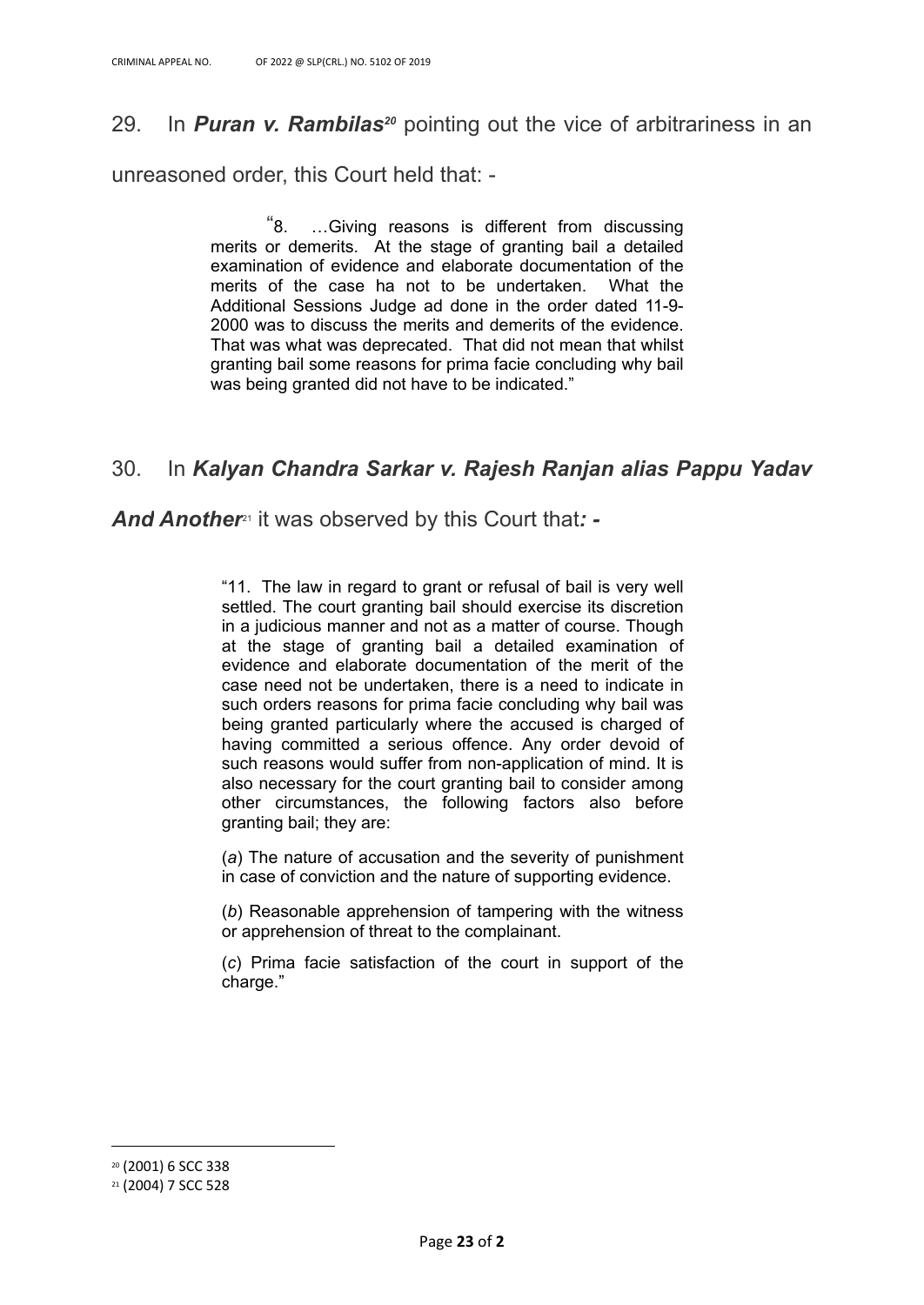29. In ***Puran v. Rambilas***[20] pointing out the vice of arbitrariness in an unreasoned order, this Court held that: -

> "8. …Giving reasons is different from discussing merits or demerits. At the stage of granting bail a detailed examination of evidence and elaborate documentation of the merits of the case ha not to be undertaken. What the Additional Sessions Judge ad done in the order dated 11-9-2000 was to discuss the merits and demerits of the evidence. That was what was deprecated. That did not mean that whilst granting bail some reasons for prima facie concluding why bail was being granted did not have to be indicated."

30. In ***Kalyan Chandra Sarkar v. Rajesh Ranjan alias Pappu Yadav And Another***[21] it was observed by this Court that***: -***

> "11. The law in regard to grant or refusal of bail is very well settled. The court granting bail should exercise its discretion in a judicious manner and not as a matter of course. Though at the stage of granting bail a detailed examination of evidence and elaborate documentation of the merit of the case need not be undertaken, there is a need to indicate in such orders reasons for prima facie concluding why bail was being granted particularly where the accused is charged of having committed a serious offence. Any order devoid of such reasons would suffer from non-application of mind. It is also necessary for the court granting bail to consider among other circumstances, the following factors also before granting bail; they are:
>
> (*a*) The nature of accusation and the severity of punishment in case of conviction and the nature of supporting evidence.
>
> (*b*) Reasonable apprehension of tampering with the witness or apprehension of threat to the complainant.
>
> (*c*) Prima facie satisfaction of the court in support of the charge."

---

[20] (2001) 6 SCC 338

[21] (2004) 7 SCC 528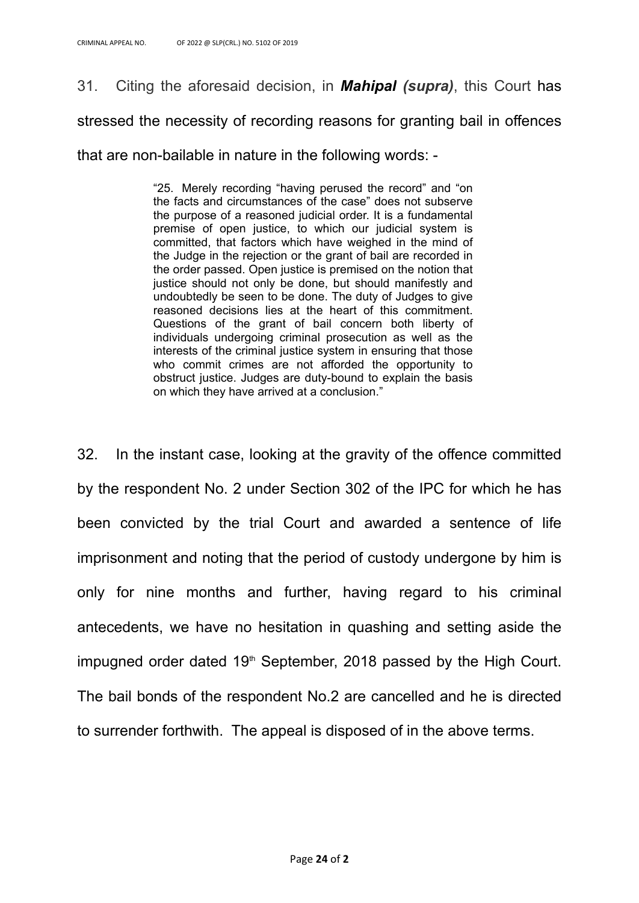31. Citing the aforesaid decision, in ***Mahipal (supra)***, this Court has stressed the necessity of recording reasons for granting bail in offences that are non-bailable in nature in the following words: -

> "25. Merely recording "having perused the record" and "on the facts and circumstances of the case" does not subserve the purpose of a reasoned judicial order. It is a fundamental premise of open justice, to which our judicial system is committed, that factors which have weighed in the mind of the Judge in the rejection or the grant of bail are recorded in the order passed. Open justice is premised on the notion that justice should not only be done, but should manifestly and undoubtedly be seen to be done. The duty of Judges to give reasoned decisions lies at the heart of this commitment. Questions of the grant of bail concern both liberty of individuals undergoing criminal prosecution as well as the interests of the criminal justice system in ensuring that those who commit crimes are not afforded the opportunity to obstruct justice. Judges are duty-bound to explain the basis on which they have arrived at a conclusion."

32. In the instant case, looking at the gravity of the offence committed by the respondent No. 2 under Section 302 of the IPC for which he has been convicted by the trial Court and awarded a sentence of life imprisonment and noting that the period of custody undergone by him is only for nine months and further, having regard to his criminal antecedents, we have no hesitation in quashing and setting aside the impugned order dated 19th September, 2018 passed by the High Court. The bail bonds of the respondent No.2 are cancelled and he is directed to surrender forthwith. The appeal is disposed of in the above terms.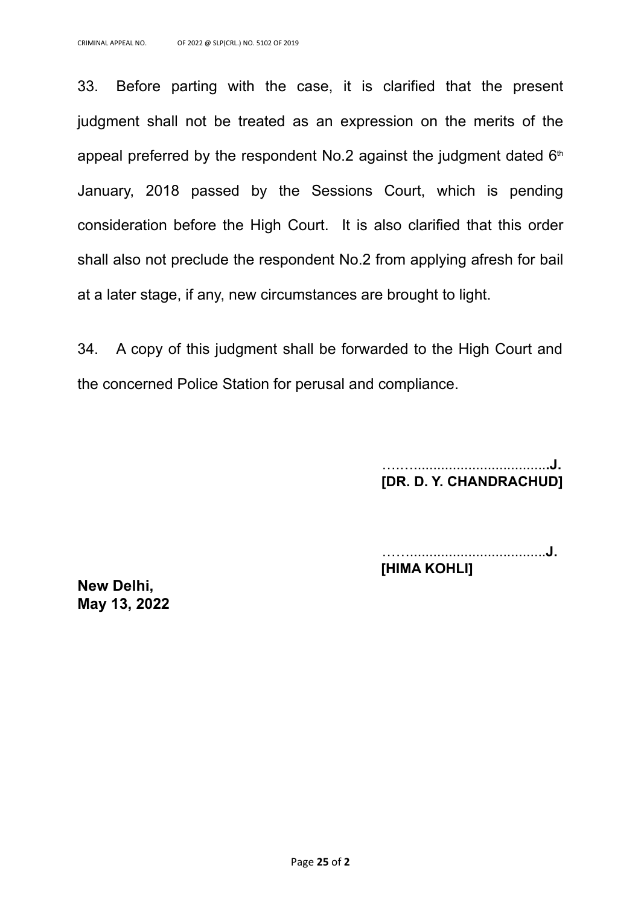33. Before parting with the case, it is clarified that the present judgment shall not be treated as an expression on the merits of the appeal preferred by the respondent No.2 against the judgment dated 6th January, 2018 passed by the Sessions Court, which is pending consideration before the High Court. It is also clarified that this order shall also not preclude the respondent No.2 from applying afresh for bail at a later stage, if any, new circumstances are brought to light.

34. A copy of this judgment shall be forwarded to the High Court and the concerned Police Station for perusal and compliance.

……..................................**J.**
**[DR. D. Y. CHANDRACHUD]**

……..................................**J.**
**[HIMA KOHLI]**

**New Delhi,**
**May 13, 2022**